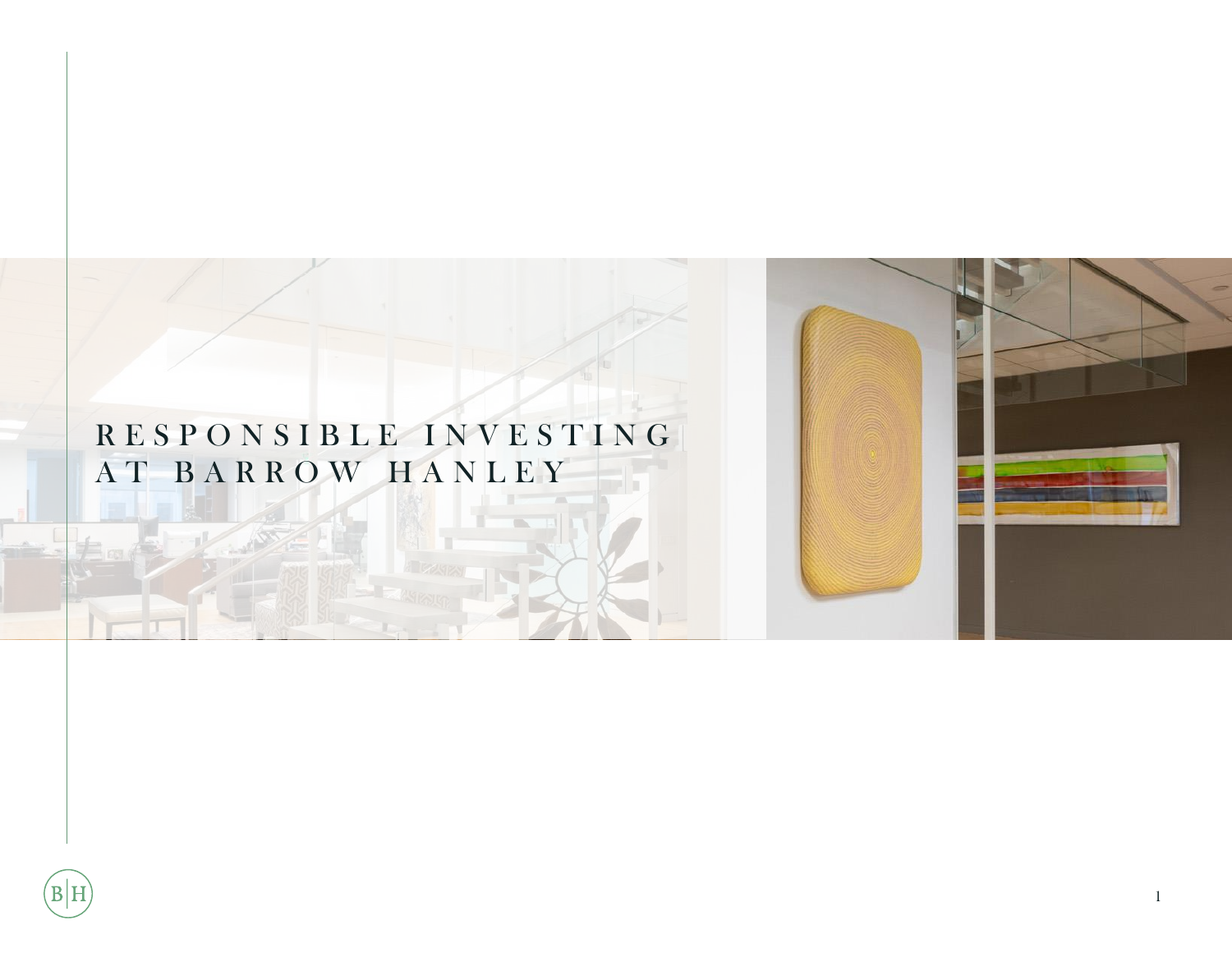# RESPONSIBLE INVESTING AT BARROW HANLEY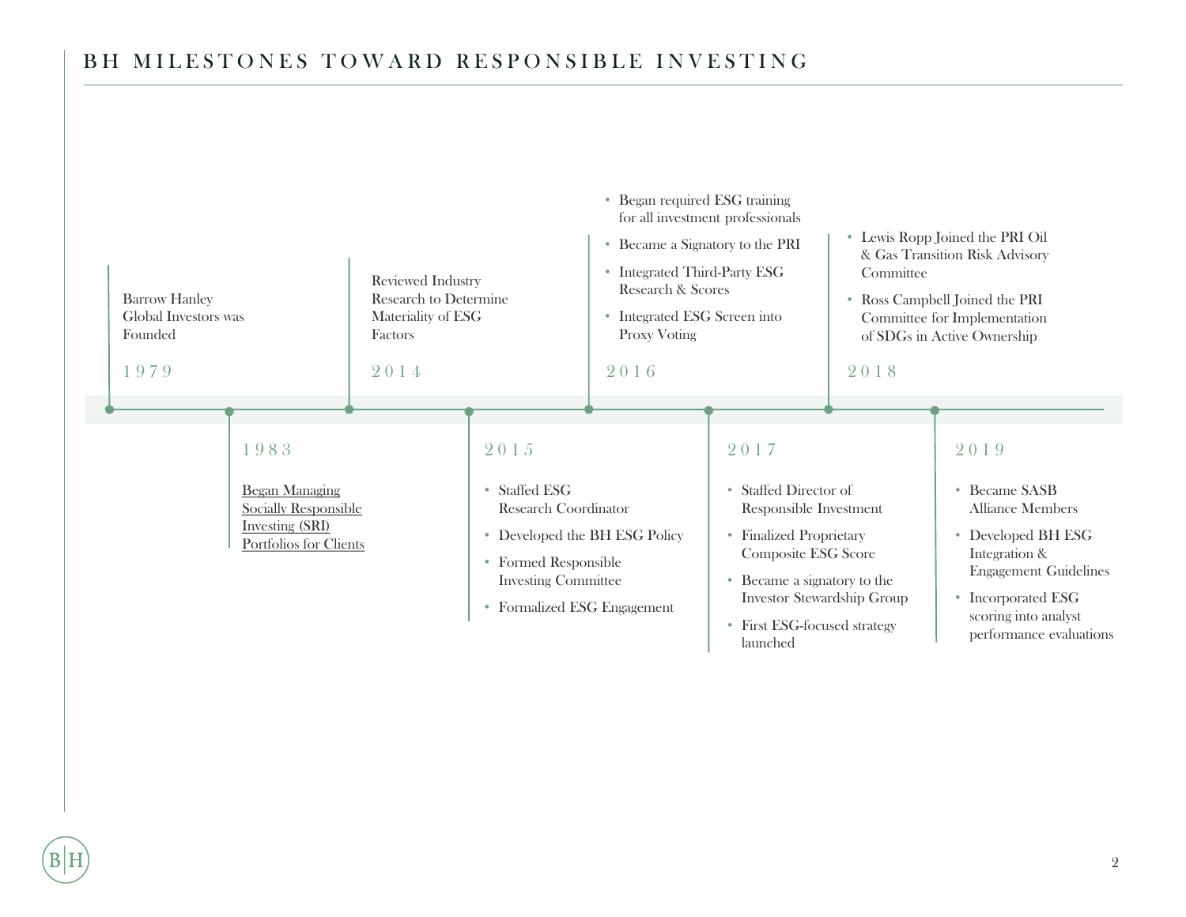# BH MILESTONES TOWARD RESPONSIBLE INVESTING

**1979**

Barrow Hanley Global Investors was Founded

**1983**

Began Managing Socially Responsible Investing (SRI) Portfolios for Clients

**2014**

Reviewed Industry Research to Determine Materiality of ESG Factors

**2015**

- Staffed ESG Research Coordinator
- Developed the BH ESG Policy
- Formed Responsible Investing Committee
- Formalized ESG Engagement

**2016**

- Began required ESG training for all investment professionals
- Became a Signatory to the PRI
- Integrated Third-Party ESG Research & Scores
- Integrated ESG Screen into Proxy Voting

**2017**

- Staffed Director of Responsible Investment
- Finalized Proprietary Composite ESG Score
- Became a signatory to the Investor Stewardship Group
- First ESG-focused strategy launched

**2018**

- Lewis Ropp Joined the PRI Oil & Gas Transition Risk Advisory Committee
- Ross Campbell Joined the PRI Committee for Implementation of SDGs in Active Ownership

**2019**

- Became SASB Alliance Members
- Developed BH ESG Integration & Engagement Guidelines
- Incorporated ESG scoring into analyst performance evaluations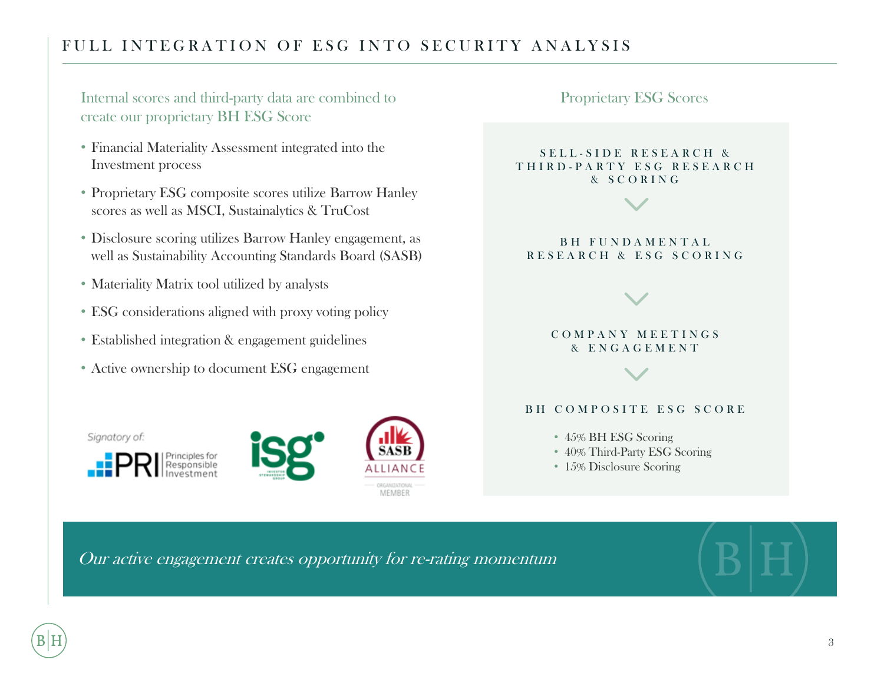# FULL INTEGRATION OF ESG INTO SECURITY ANALYSIS

## Internal scores and third-party data are combined to create our proprietary BH ESG Score

- Financial Materiality Assessment integrated into the Investment process
- Proprietary ESG composite scores utilize Barrow Hanley scores as well as MSCI, Sustainalytics & TruCost
- Disclosure scoring utilizes Barrow Hanley engagement, as well as Sustainability Accounting Standards Board (SASB)
- Materiality Matrix tool utilized by analysts
- ESG considerations aligned with proxy voting policy
- Established integration & engagement guidelines
- Active ownership to document ESG engagement

Signatory of: PRI Principles for Responsible Investment

ISG Investor Stewardship Group

SASB Alliance Organizational Member

## Proprietary ESG Scores

SELL-SIDE RESEARCH & THIRD-PARTY ESG RESEARCH & SCORING

↓

BH FUNDAMENTAL RESEARCH & ESG SCORING

↓

COMPANY MEETINGS & ENGAGEMENT

↓

BH COMPOSITE ESG SCORE

- 45% BH ESG Scoring
- 40% Third-Party ESG Scoring
- 15% Disclosure Scoring

*Our active engagement creates opportunity for re-rating momentum*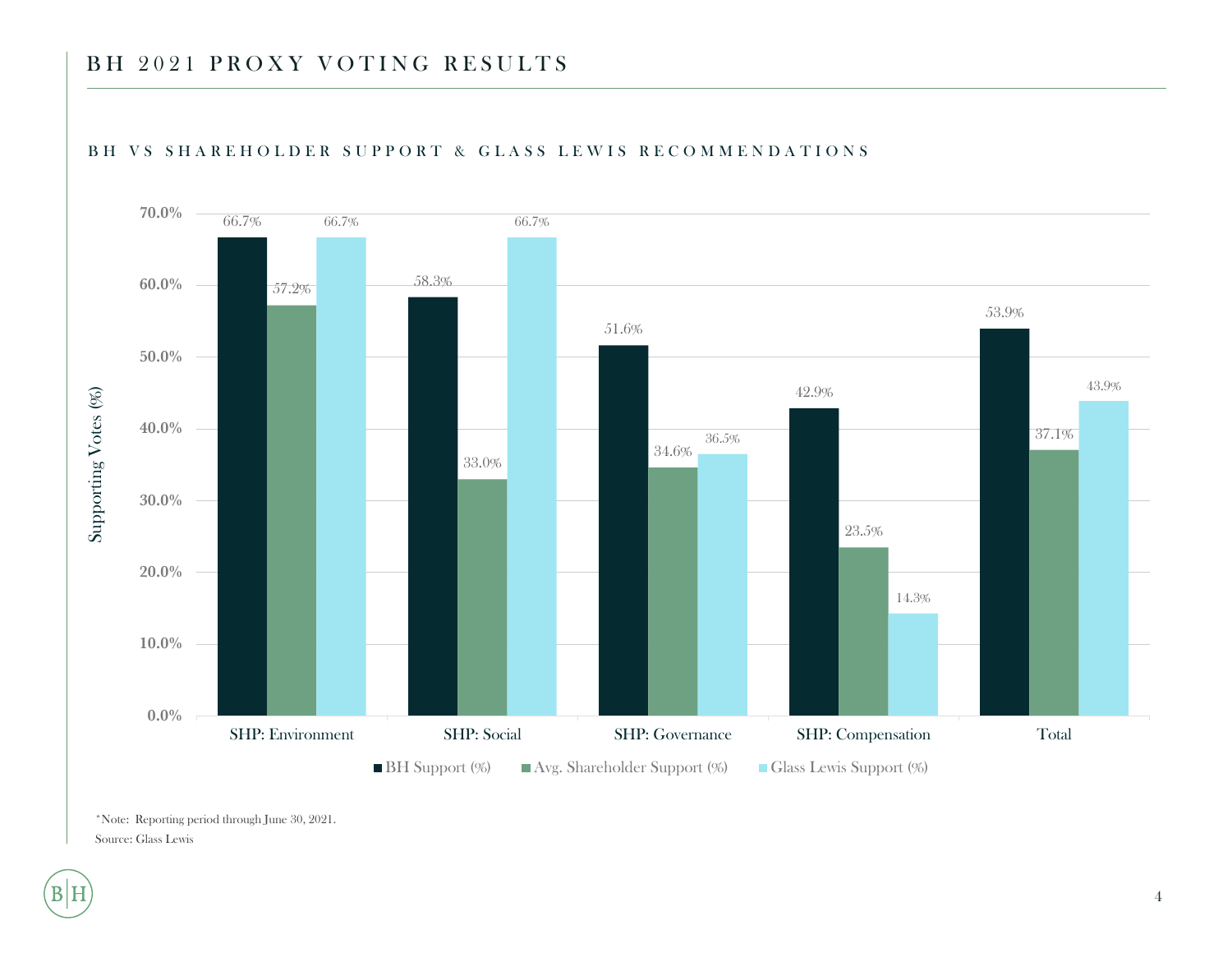# BH 2021 PROXY VOTING RESULTS

## BH VS SHAREHOLDER SUPPORT & GLASS LEWIS RECOMMENDATIONS

| Category | BH Support (%) | Avg. Shareholder Support (%) | Glass Lewis Support (%) |
|---|---|---|---|
| SHP: Environment | 66.7% | 57.2% | 66.7% |
| SHP: Social | 58.3% | 33.0% | 66.7% |
| SHP: Governance | 51.6% | 34.6% | 36.5% |
| SHP: Compensation | 42.9% | 23.5% | 14.3% |
| Total | 53.9% | 37.1% | 43.9% |

*Note: Reporting period through June 30, 2021.

Source: Glass Lewis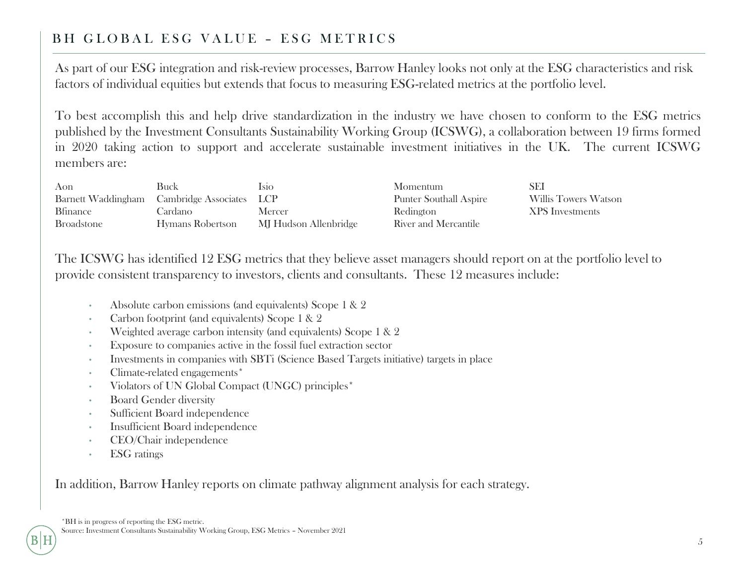# BH GLOBAL ESG VALUE – ESG METRICS

As part of our ESG integration and risk-review processes, Barrow Hanley looks not only at the ESG characteristics and risk factors of individual equities but extends that focus to measuring ESG-related metrics at the portfolio level.

To best accomplish this and help drive standardization in the industry we have chosen to conform to the ESG metrics published by the Investment Consultants Sustainability Working Group (ICSWG), a collaboration between 19 firms formed in 2020 taking action to support and accelerate sustainable investment initiatives in the UK. The current ICSWG members are:

| | | | | |
|---|---|---|---|---|
| Aon | Buck | Isio | Momentum | SEI |
| Barnett Waddingham | Cambridge Associates | LCP | Punter Southall Aspire | Willis Towers Watson |
| Bfinance | Cardano | Mercer | Redington | XPS Investments |
| Broadstone | Hymans Robertson | MJ Hudson Allenbridge | River and Mercantile | |

The ICSWG has identified 12 ESG metrics that they believe asset managers should report on at the portfolio level to provide consistent transparency to investors, clients and consultants. These 12 measures include:

- Absolute carbon emissions (and equivalents) Scope 1 & 2
- Carbon footprint (and equivalents) Scope 1 & 2
- Weighted average carbon intensity (and equivalents) Scope 1 & 2
- Exposure to companies active in the fossil fuel extraction sector
- Investments in companies with SBTi (Science Based Targets initiative) targets in place
- Climate-related engagements*
- Violators of UN Global Compact (UNGC) principles*
- Board Gender diversity
- Sufficient Board independence
- Insufficient Board independence
- CEO/Chair independence
- ESG ratings

In addition, Barrow Hanley reports on climate pathway alignment analysis for each strategy.

*BH is in progress of reporting the ESG metric.

Source: Investment Consultants Sustainability Working Group, ESG Metrics – November 2021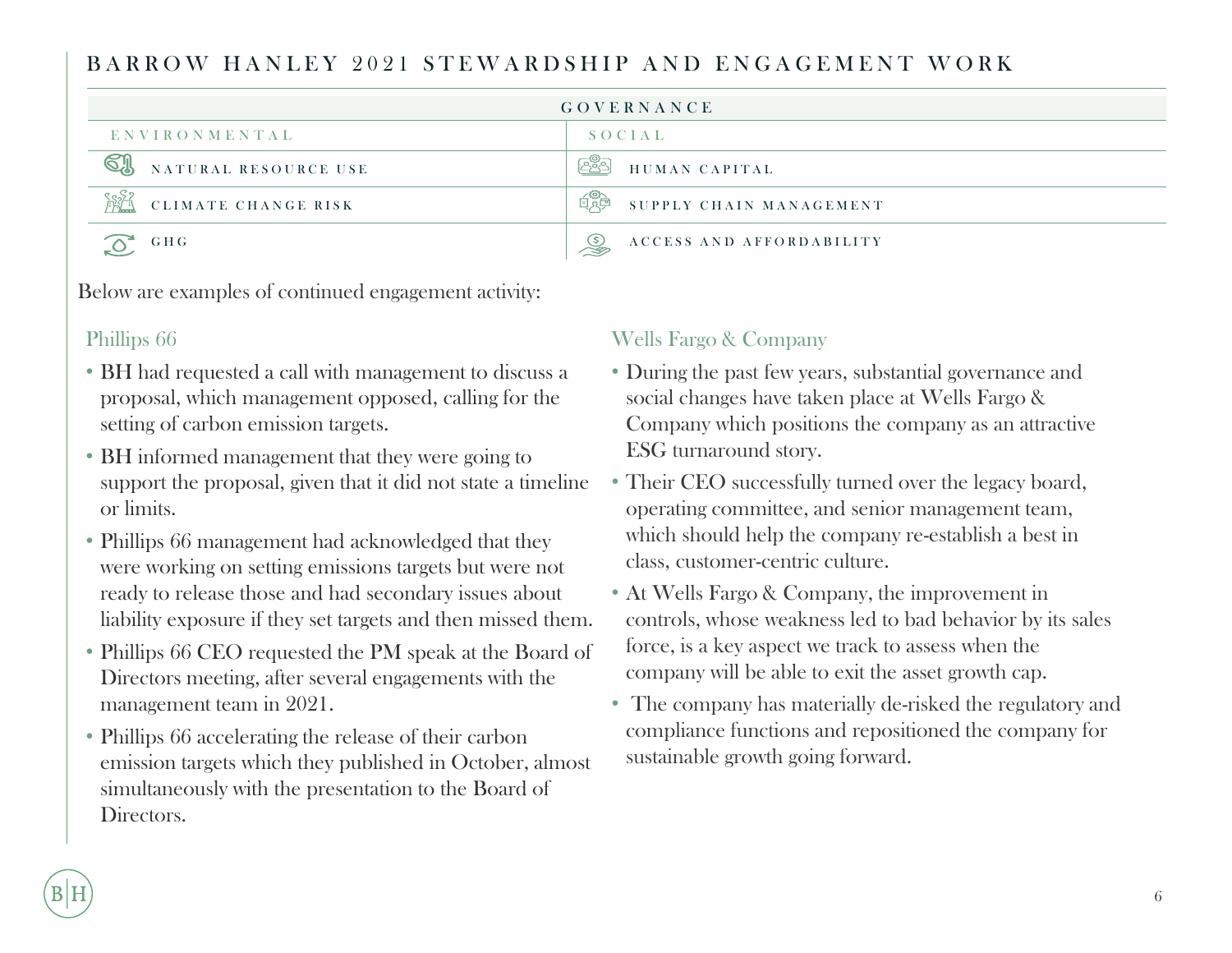# BARROW HANLEY 2021 STEWARDSHIP AND ENGAGEMENT WORK

| GOVERNANCE | |
|---|---|
| ENVIRONMENTAL | SOCIAL |
| NATURAL RESOURCE USE | HUMAN CAPITAL |
| CLIMATE CHANGE RISK | SUPPLY CHAIN MANAGEMENT |
| GHG | ACCESS AND AFFORDABILITY |

Below are examples of continued engagement activity:

## Phillips 66

- BH had requested a call with management to discuss a proposal, which management opposed, calling for the setting of carbon emission targets.
- BH informed management that they were going to support the proposal, given that it did not state a timeline or limits.
- Phillips 66 management had acknowledged that they were working on setting emissions targets but were not ready to release those and had secondary issues about liability exposure if they set targets and then missed them.
- Phillips 66 CEO requested the PM speak at the Board of Directors meeting, after several engagements with the management team in 2021.
- Phillips 66 accelerating the release of their carbon emission targets which they published in October, almost simultaneously with the presentation to the Board of Directors.

## Wells Fargo & Company

- During the past few years, substantial governance and social changes have taken place at Wells Fargo & Company which positions the company as an attractive ESG turnaround story.
- Their CEO successfully turned over the legacy board, operating committee, and senior management team, which should help the company re-establish a best in class, customer-centric culture.
- At Wells Fargo & Company, the improvement in controls, whose weakness led to bad behavior by its sales force, is a key aspect we track to assess when the company will be able to exit the asset growth cap.
- The company has materially de-risked the regulatory and compliance functions and repositioned the company for sustainable growth going forward.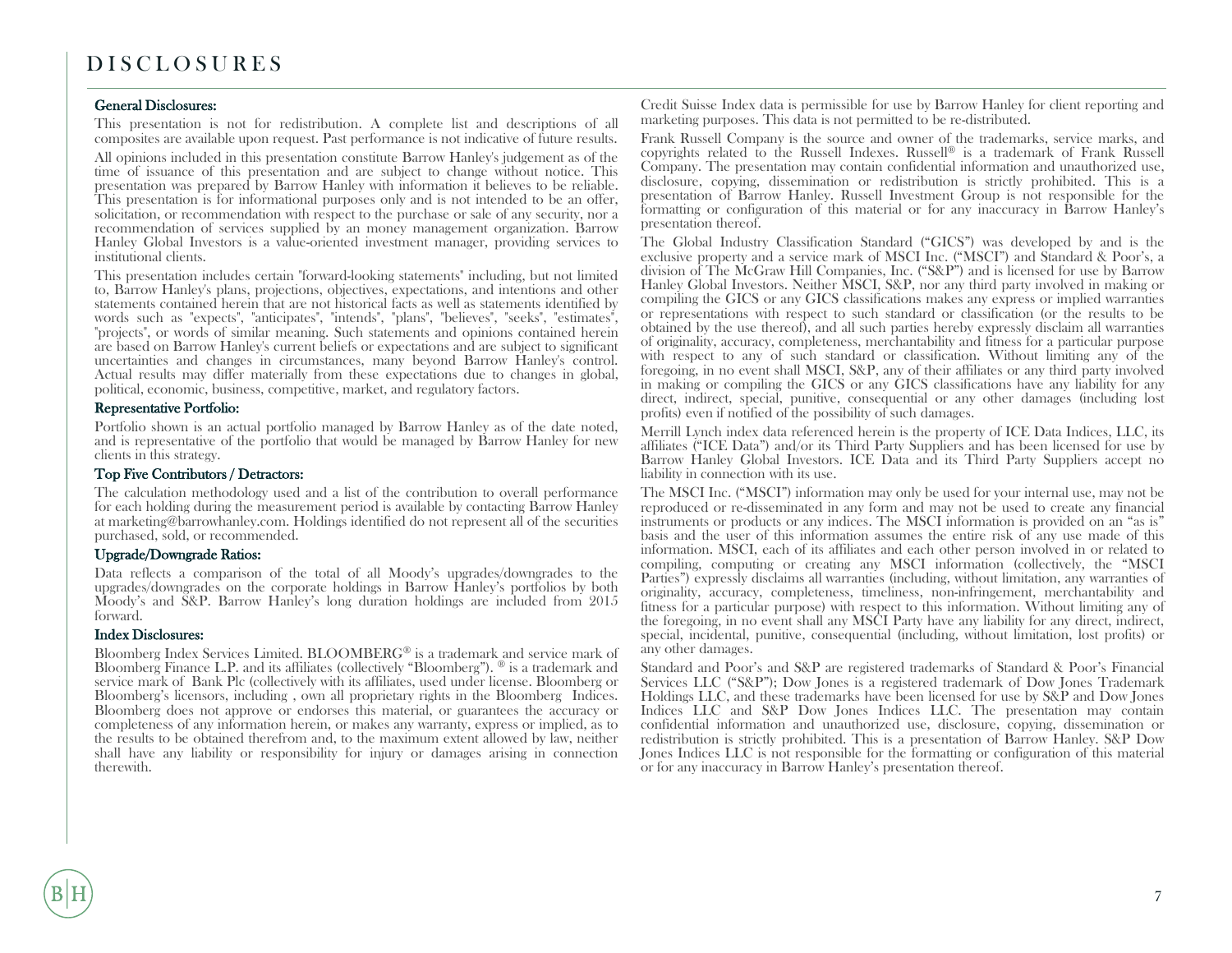# DISCLOSURES

**General Disclosures:**

This presentation is not for redistribution. A complete list and descriptions of all composites are available upon request. Past performance is not indicative of future results.

All opinions included in this presentation constitute Barrow Hanley's judgement as of the time of issuance of this presentation and are subject to change without notice. This presentation was prepared by Barrow Hanley with information it believes to be reliable. This presentation is for informational purposes only and is not intended to be an offer, solicitation, or recommendation with respect to the purchase or sale of any security, nor a recommendation of services supplied by an money management organization. Barrow Hanley Global Investors is a value-oriented investment manager, providing services to institutional clients.

This presentation includes certain "forward-looking statements" including, but not limited to, Barrow Hanley's plans, projections, objectives, expectations, and intentions and other statements contained herein that are not historical facts as well as statements identified by words such as "expects", "anticipates", "intends", "plans", "believes", "seeks", "estimates", "projects", or words of similar meaning. Such statements and opinions contained herein are based on Barrow Hanley's current beliefs or expectations and are subject to significant uncertainties and changes in circumstances, many beyond Barrow Hanley's control. Actual results may differ materially from these expectations due to changes in global, political, economic, business, competitive, market, and regulatory factors.

**Representative Portfolio:**

Portfolio shown is an actual portfolio managed by Barrow Hanley as of the date noted, and is representative of the portfolio that would be managed by Barrow Hanley for new clients in this strategy.

**Top Five Contributors / Detractors:**

The calculation methodology used and a list of the contribution to overall performance for each holding during the measurement period is available by contacting Barrow Hanley at marketing@barrowhanley.com. Holdings identified do not represent all of the securities purchased, sold, or recommended.

**Upgrade/Downgrade Ratios:**

Data reflects a comparison of the total of all Moody's upgrades/downgrades to the upgrades/downgrades on the corporate holdings in Barrow Hanley's portfolios by both Moody's and S&P. Barrow Hanley's long duration holdings are included from 2015 forward.

**Index Disclosures:**

Bloomberg Index Services Limited. BLOOMBERG® is a trademark and service mark of Bloomberg Finance L.P. and its affiliates (collectively "Bloomberg"). ® is a trademark and service mark of Bank Plc (collectively with its affiliates, used under license. Bloomberg or Bloomberg's licensors, including , own all proprietary rights in the Bloomberg Indices. Bloomberg does not approve or endorses this material, or guarantees the accuracy or completeness of any information herein, or makes any warranty, express or implied, as to the results to be obtained therefrom and, to the maximum extent allowed by law, neither shall have any liability or responsibility for injury or damages arising in connection therewith.

Credit Suisse Index data is permissible for use by Barrow Hanley for client reporting and marketing purposes. This data is not permitted to be re-distributed.

Frank Russell Company is the source and owner of the trademarks, service marks, and copyrights related to the Russell Indexes. Russell® is a trademark of Frank Russell Company. The presentation may contain confidential information and unauthorized use, disclosure, copying, dissemination or redistribution is strictly prohibited. This is a presentation of Barrow Hanley. Russell Investment Group is not responsible for the formatting or configuration of this material or for any inaccuracy in Barrow Hanley's presentation thereof.

The Global Industry Classification Standard ("GICS") was developed by and is the exclusive property and a service mark of MSCI Inc. ("MSCI") and Standard & Poor's, a division of The McGraw Hill Companies, Inc. ("S&P") and is licensed for use by Barrow Hanley Global Investors. Neither MSCI, S&P, nor any third party involved in making or compiling the GICS or any GICS classifications makes any express or implied warranties or representations with respect to such standard or classification (or the results to be obtained by the use thereof), and all such parties hereby expressly disclaim all warranties of originality, accuracy, completeness, merchantability and fitness for a particular purpose with respect to any of such standard or classification. Without limiting any of the foregoing, in no event shall MSCI, S&P, any of their affiliates or any third party involved in making or compiling the GICS or any GICS classifications have any liability for any direct, indirect, special, punitive, consequential or any other damages (including lost profits) even if notified of the possibility of such damages.

Merrill Lynch index data referenced herein is the property of ICE Data Indices, LLC, its affiliates ("ICE Data") and/or its Third Party Suppliers and has been licensed for use by Barrow Hanley Global Investors. ICE Data and its Third Party Suppliers accept no liability in connection with its use.

The MSCI Inc. ("MSCI") information may only be used for your internal use, may not be reproduced or re-disseminated in any form and may not be used to create any financial instruments or products or any indices. The MSCI information is provided on an "as is" basis and the user of this information assumes the entire risk of any use made of this information. MSCI, each of its affiliates and each other person involved in or related to compiling, computing or creating any MSCI information (collectively, the "MSCI Parties") expressly disclaims all warranties (including, without limitation, any warranties of originality, accuracy, completeness, timeliness, non-infringement, merchantability and fitness for a particular purpose) with respect to this information. Without limiting any of the foregoing, in no event shall any MSCI Party have any liability for any direct, indirect, special, incidental, punitive, consequential (including, without limitation, lost profits) or any other damages.

Standard and Poor's and S&P are registered trademarks of Standard & Poor's Financial Services LLC ("S&P"); Dow Jones is a registered trademark of Dow Jones Trademark Holdings LLC, and these trademarks have been licensed for use by S&P and Dow Jones Indices LLC and S&P Dow Jones Indices LLC. The presentation may contain confidential information and unauthorized use, disclosure, copying, dissemination or redistribution is strictly prohibited. This is a presentation of Barrow Hanley. S&P Dow Jones Indices LLC is not responsible for the formatting or configuration of this material or for any inaccuracy in Barrow Hanley's presentation thereof.